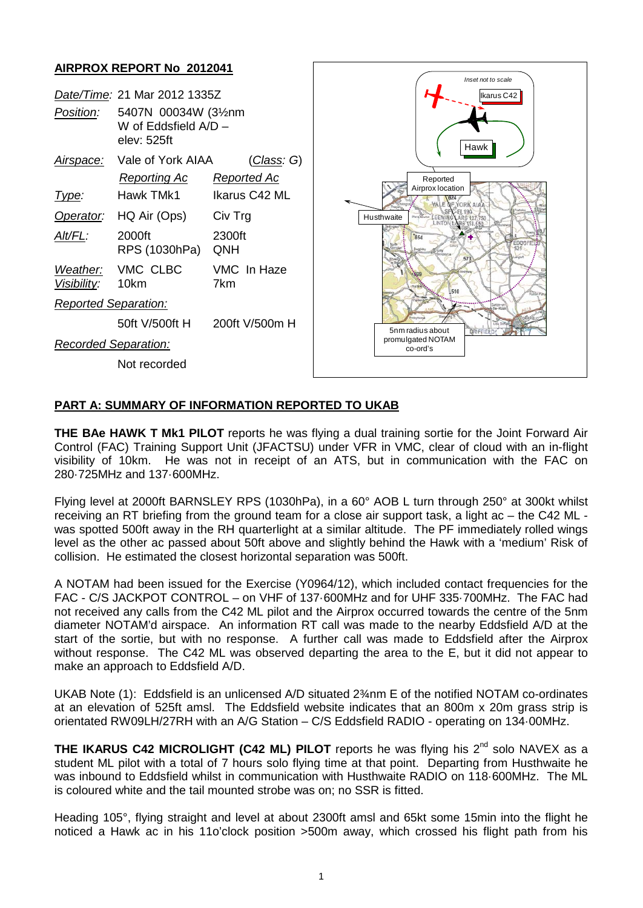## AIRPROX REPORT No 2012041

| | | |
|---|---|---|
| *Date/Time:* | 21 Mar 2012 1335Z | |
| *Position:* | 5407N 00034W (3½nm W of Eddsfield A/D – elev: 525ft | |
| *Airspace:* | Vale of York AIAA | (*Class*: G) |
| | *Reporting Ac* | *Reported Ac* |
| *Type:* | Hawk TMk1 | Ikarus C42 ML |
| *Operator:* | HQ Air (Ops) | Civ Trg |
| *Alt/FL:* | 2000ft RPS (1030hPa) | 2300ft QNH |
| *Weather:* *Visibility:* | VMC CLBC 10km | VMC In Haze 7km |
| *Reported Separation:* | | |
| | 50ft V/500ft H | 200ft V/500m H |
| *Recorded Separation:* | | |
| | Not recorded | |

## PART A: SUMMARY OF INFORMATION REPORTED TO UKAB

**THE BAe HAWK T Mk1 PILOT** reports he was flying a dual training sortie for the Joint Forward Air Control (FAC) Training Support Unit (JFACTSU) under VFR in VMC, clear of cloud with an in-flight visibility of 10km. He was not in receipt of an ATS, but in communication with the FAC on 280·725MHz and 137·600MHz.

Flying level at 2000ft BARNSLEY RPS (1030hPa), in a 60° AOB L turn through 250° at 300kt whilst receiving an RT briefing from the ground team for a close air support task, a light ac – the C42 ML - was spotted 500ft away in the RH quarterlight at a similar altitude. The PF immediately rolled wings level as the other ac passed about 50ft above and slightly behind the Hawk with a 'medium' Risk of collision. He estimated the closest horizontal separation was 500ft.

A NOTAM had been issued for the Exercise (Y0964/12), which included contact frequencies for the FAC - C/S JACKPOT CONTROL – on VHF of 137·600MHz and for UHF 335·700MHz. The FAC had not received any calls from the C42 ML pilot and the Airprox occurred towards the centre of the 5nm diameter NOTAM'd airspace. An information RT call was made to the nearby Eddsfield A/D at the start of the sortie, but with no response. A further call was made to Eddsfield after the Airprox without response. The C42 ML was observed departing the area to the E, but it did not appear to make an approach to Eddsfield A/D.

UKAB Note (1): Eddsfield is an unlicensed A/D situated 2¾nm E of the notified NOTAM co-ordinates at an elevation of 525ft amsl. The Eddsfield website indicates that an 800m x 20m grass strip is orientated RW09LH/27RH with an A/G Station – C/S Eddsfield RADIO - operating on 134·00MHz.

**THE IKARUS C42 MICROLIGHT (C42 ML) PILOT** reports he was flying his 2nd solo NAVEX as a student ML pilot with a total of 7 hours solo flying time at that point. Departing from Husthwaite he was inbound to Eddsfield whilst in communication with Husthwaite RADIO on 118·600MHz. The ML is coloured white and the tail mounted strobe was on; no SSR is fitted.

Heading 105°, flying straight and level at about 2300ft amsl and 65kt some 15min into the flight he noticed a Hawk ac in his 11o'clock position >500m away, which crossed his flight path from his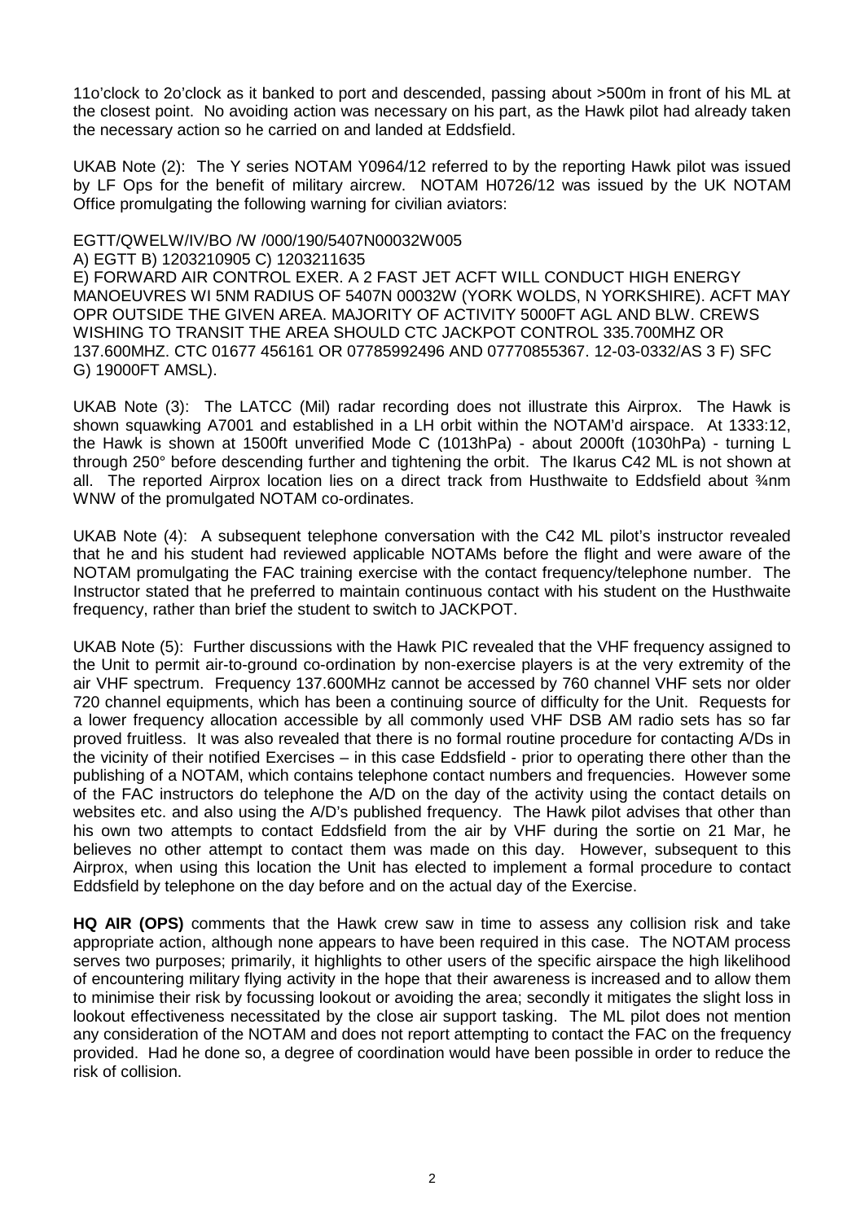11o'clock to 2o'clock as it banked to port and descended, passing about >500m in front of his ML at the closest point. No avoiding action was necessary on his part, as the Hawk pilot had already taken the necessary action so he carried on and landed at Eddsfield.

UKAB Note (2): The Y series NOTAM Y0964/12 referred to by the reporting Hawk pilot was issued by LF Ops for the benefit of military aircrew. NOTAM H0726/12 was issued by the UK NOTAM Office promulgating the following warning for civilian aviators:

EGTT/QWELW/IV/BO /W /000/190/5407N00032W005
A) EGTT B) 1203210905 C) 1203211635
E) FORWARD AIR CONTROL EXER. A 2 FAST JET ACFT WILL CONDUCT HIGH ENERGY MANOEUVRES WI 5NM RADIUS OF 5407N 00032W (YORK WOLDS, N YORKSHIRE). ACFT MAY OPR OUTSIDE THE GIVEN AREA. MAJORITY OF ACTIVITY 5000FT AGL AND BLW. CREWS WISHING TO TRANSIT THE AREA SHOULD CTC JACKPOT CONTROL 335.700MHZ OR 137.600MHZ. CTC 01677 456161 OR 07785992496 AND 07770855367. 12-03-0332/AS 3 F) SFC G) 19000FT AMSL).

UKAB Note (3): The LATCC (Mil) radar recording does not illustrate this Airprox. The Hawk is shown squawking A7001 and established in a LH orbit within the NOTAM'd airspace. At 1333:12, the Hawk is shown at 1500ft unverified Mode C (1013hPa) - about 2000ft (1030hPa) - turning L through 250° before descending further and tightening the orbit. The Ikarus C42 ML is not shown at all. The reported Airprox location lies on a direct track from Husthwaite to Eddsfield about ¾nm WNW of the promulgated NOTAM co-ordinates.

UKAB Note (4): A subsequent telephone conversation with the C42 ML pilot's instructor revealed that he and his student had reviewed applicable NOTAMs before the flight and were aware of the NOTAM promulgating the FAC training exercise with the contact frequency/telephone number. The Instructor stated that he preferred to maintain continuous contact with his student on the Husthwaite frequency, rather than brief the student to switch to JACKPOT.

UKAB Note (5): Further discussions with the Hawk PIC revealed that the VHF frequency assigned to the Unit to permit air-to-ground co-ordination by non-exercise players is at the very extremity of the air VHF spectrum. Frequency 137.600MHz cannot be accessed by 760 channel VHF sets nor older 720 channel equipments, which has been a continuing source of difficulty for the Unit. Requests for a lower frequency allocation accessible by all commonly used VHF DSB AM radio sets has so far proved fruitless. It was also revealed that there is no formal routine procedure for contacting A/Ds in the vicinity of their notified Exercises – in this case Eddsfield - prior to operating there other than the publishing of a NOTAM, which contains telephone contact numbers and frequencies. However some of the FAC instructors do telephone the A/D on the day of the activity using the contact details on websites etc. and also using the A/D's published frequency. The Hawk pilot advises that other than his own two attempts to contact Eddsfield from the air by VHF during the sortie on 21 Mar, he believes no other attempt to contact them was made on this day. However, subsequent to this Airprox, when using this location the Unit has elected to implement a formal procedure to contact Eddsfield by telephone on the day before and on the actual day of the Exercise.

**HQ AIR (OPS)** comments that the Hawk crew saw in time to assess any collision risk and take appropriate action, although none appears to have been required in this case. The NOTAM process serves two purposes; primarily, it highlights to other users of the specific airspace the high likelihood of encountering military flying activity in the hope that their awareness is increased and to allow them to minimise their risk by focussing lookout or avoiding the area; secondly it mitigates the slight loss in lookout effectiveness necessitated by the close air support tasking. The ML pilot does not mention any consideration of the NOTAM and does not report attempting to contact the FAC on the frequency provided. Had he done so, a degree of coordination would have been possible in order to reduce the risk of collision.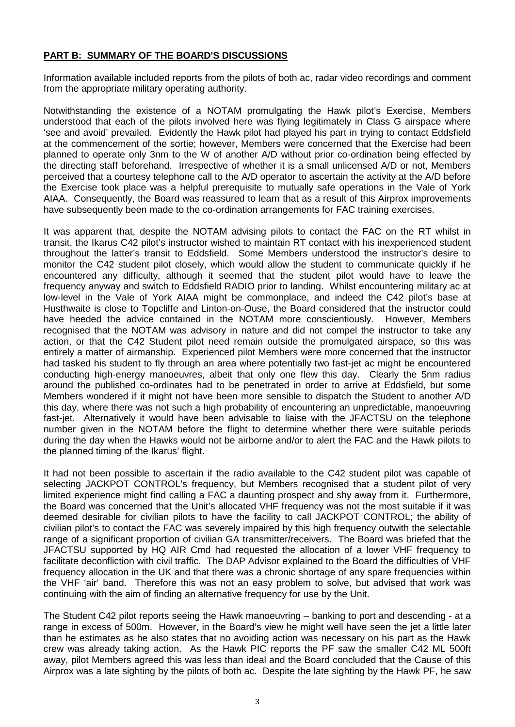## **PART B: SUMMARY OF THE BOARD'S DISCUSSIONS**

Information available included reports from the pilots of both ac, radar video recordings and comment from the appropriate military operating authority.

Notwithstanding the existence of a NOTAM promulgating the Hawk pilot's Exercise, Members understood that each of the pilots involved here was flying legitimately in Class G airspace where 'see and avoid' prevailed. Evidently the Hawk pilot had played his part in trying to contact Eddsfield at the commencement of the sortie; however, Members were concerned that the Exercise had been planned to operate only 3nm to the W of another A/D without prior co-ordination being effected by the directing staff beforehand. Irrespective of whether it is a small unlicensed A/D or not, Members perceived that a courtesy telephone call to the A/D operator to ascertain the activity at the A/D before the Exercise took place was a helpful prerequisite to mutually safe operations in the Vale of York AIAA. Consequently, the Board was reassured to learn that as a result of this Airprox improvements have subsequently been made to the co-ordination arrangements for FAC training exercises.

It was apparent that, despite the NOTAM advising pilots to contact the FAC on the RT whilst in transit, the Ikarus C42 pilot's instructor wished to maintain RT contact with his inexperienced student throughout the latter's transit to Eddsfield. Some Members understood the instructor's desire to monitor the C42 student pilot closely, which would allow the student to communicate quickly if he encountered any difficulty, although it seemed that the student pilot would have to leave the frequency anyway and switch to Eddsfield RADIO prior to landing. Whilst encountering military ac at low-level in the Vale of York AIAA might be commonplace, and indeed the C42 pilot's base at Husthwaite is close to Topcliffe and Linton-on-Ouse, the Board considered that the instructor could have heeded the advice contained in the NOTAM more conscientiously. However, Members recognised that the NOTAM was advisory in nature and did not compel the instructor to take any action, or that the C42 Student pilot need remain outside the promulgated airspace, so this was entirely a matter of airmanship. Experienced pilot Members were more concerned that the instructor had tasked his student to fly through an area where potentially two fast-jet ac might be encountered conducting high-energy manoeuvres, albeit that only one flew this day. Clearly the 5nm radius around the published co-ordinates had to be penetrated in order to arrive at Eddsfield, but some Members wondered if it might not have been more sensible to dispatch the Student to another A/D this day, where there was not such a high probability of encountering an unpredictable, manoeuvring fast-jet. Alternatively it would have been advisable to liaise with the JFACTSU on the telephone number given in the NOTAM before the flight to determine whether there were suitable periods during the day when the Hawks would not be airborne and/or to alert the FAC and the Hawk pilots to the planned timing of the Ikarus' flight.

It had not been possible to ascertain if the radio available to the C42 student pilot was capable of selecting JACKPOT CONTROL's frequency, but Members recognised that a student pilot of very limited experience might find calling a FAC a daunting prospect and shy away from it. Furthermore, the Board was concerned that the Unit's allocated VHF frequency was not the most suitable if it was deemed desirable for civilian pilots to have the facility to call JACKPOT CONTROL; the ability of civilian pilot's to contact the FAC was severely impaired by this high frequency outwith the selectable range of a significant proportion of civilian GA transmitter/receivers. The Board was briefed that the JFACTSU supported by HQ AIR Cmd had requested the allocation of a lower VHF frequency to facilitate deconfliction with civil traffic. The DAP Advisor explained to the Board the difficulties of VHF frequency allocation in the UK and that there was a chronic shortage of any spare frequencies within the VHF 'air' band. Therefore this was not an easy problem to solve, but advised that work was continuing with the aim of finding an alternative frequency for use by the Unit.

The Student C42 pilot reports seeing the Hawk manoeuvring – banking to port and descending - at a range in excess of 500m. However, in the Board's view he might well have seen the jet a little later than he estimates as he also states that no avoiding action was necessary on his part as the Hawk crew was already taking action. As the Hawk PIC reports the PF saw the smaller C42 ML 500ft away, pilot Members agreed this was less than ideal and the Board concluded that the Cause of this Airprox was a late sighting by the pilots of both ac. Despite the late sighting by the Hawk PF, he saw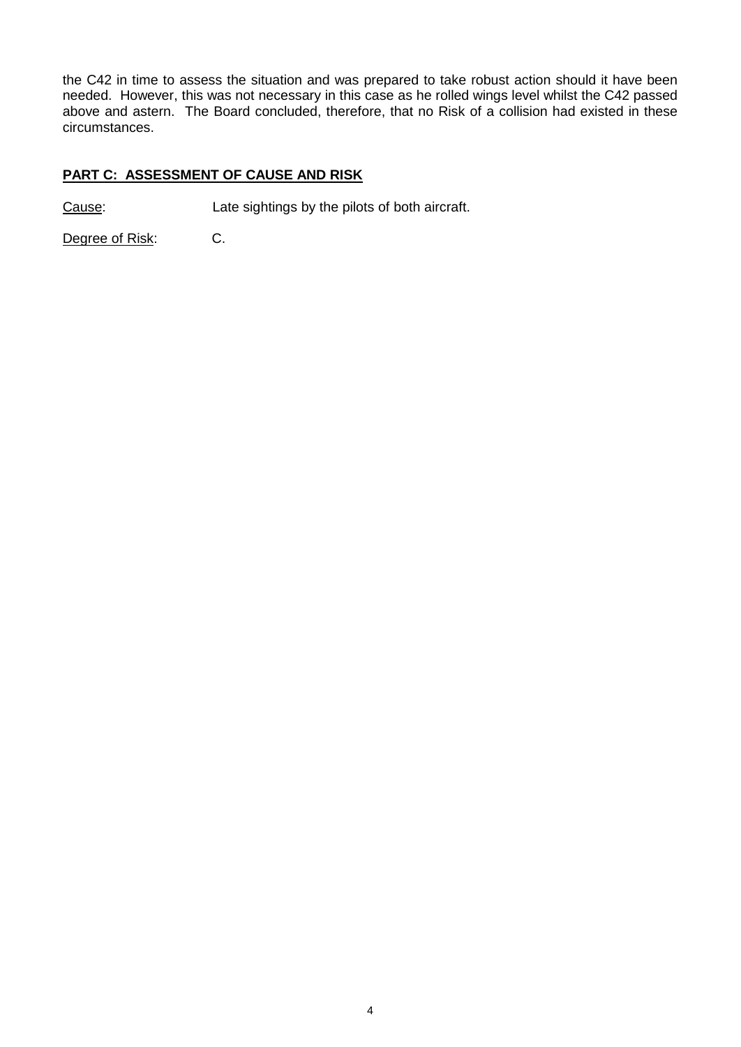the C42 in time to assess the situation and was prepared to take robust action should it have been needed. However, this was not necessary in this case as he rolled wings level whilst the C42 passed above and astern. The Board concluded, therefore, that no Risk of a collision had existed in these circumstances.

## PART C: ASSESSMENT OF CAUSE AND RISK

Cause: Late sightings by the pilots of both aircraft.

Degree of Risk: C.